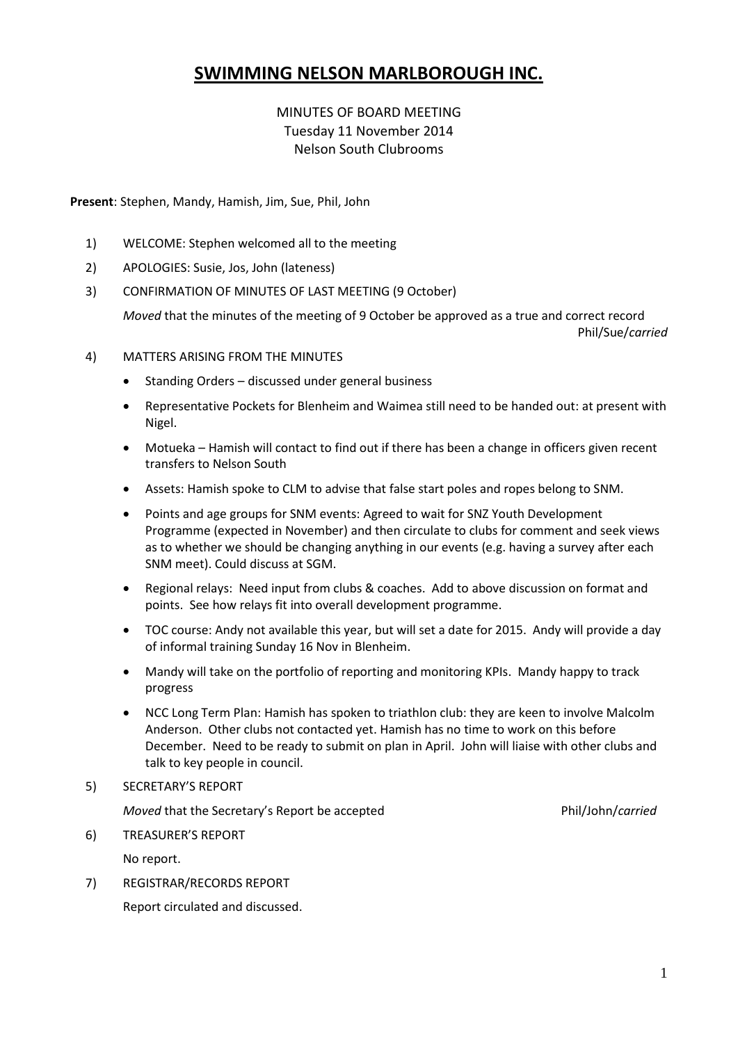# SWIMMING NELSON MARLBOROUGH INC.

MINUTES OF BOARD MEETING
Tuesday 11 November 2014
Nelson South Clubrooms

**Present**: Stephen, Mandy, Hamish, Jim, Sue, Phil, John

1) WELCOME: Stephen welcomed all to the meeting

2) APOLOGIES: Susie, Jos, John (lateness)

3) CONFIRMATION OF MINUTES OF LAST MEETING (9 October)

   *Moved* that the minutes of the meeting of 9 October be approved as a true and correct record
   Phil/Sue/*carried*

4) MATTERS ARISING FROM THE MINUTES

   - Standing Orders – discussed under general business
   - Representative Pockets for Blenheim and Waimea still need to be handed out: at present with Nigel.
   - Motueka – Hamish will contact to find out if there has been a change in officers given recent transfers to Nelson South
   - Assets: Hamish spoke to CLM to advise that false start poles and ropes belong to SNM.
   - Points and age groups for SNM events: Agreed to wait for SNZ Youth Development Programme (expected in November) and then circulate to clubs for comment and seek views as to whether we should be changing anything in our events (e.g. having a survey after each SNM meet). Could discuss at SGM.
   - Regional relays: Need input from clubs & coaches. Add to above discussion on format and points. See how relays fit into overall development programme.
   - TOC course: Andy not available this year, but will set a date for 2015. Andy will provide a day of informal training Sunday 16 Nov in Blenheim.
   - Mandy will take on the portfolio of reporting and monitoring KPIs. Mandy happy to track progress
   - NCC Long Term Plan: Hamish has spoken to triathlon club: they are keen to involve Malcolm Anderson. Other clubs not contacted yet. Hamish has no time to work on this before December. Need to be ready to submit on plan in April. John will liaise with other clubs and talk to key people in council.

5) SECRETARY'S REPORT

   *Moved* that the Secretary's Report be accepted Phil/John/*carried*

6) TREASURER'S REPORT

   No report.

7) REGISTRAR/RECORDS REPORT

   Report circulated and discussed.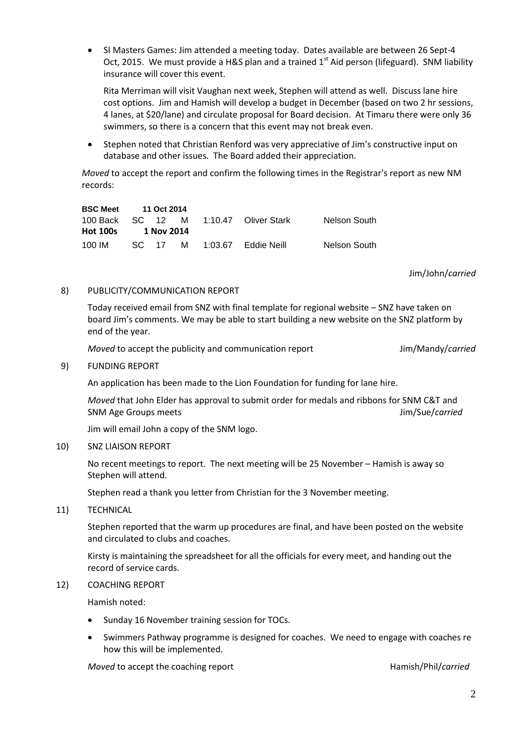- SI Masters Games: Jim attended a meeting today. Dates available are between 26 Sept-4 Oct, 2015. We must provide a H&S plan and a trained 1st Aid person (lifeguard). SNM liability insurance will cover this event.

  Rita Merriman will visit Vaughan next week, Stephen will attend as well. Discuss lane hire cost options. Jim and Hamish will develop a budget in December (based on two 2 hr sessions, 4 lanes, at $20/lane) and circulate proposal for Board decision. At Timaru there were only 36 swimmers, so there is a concern that this event may not break even.

- Stephen noted that Christian Renford was very appreciative of Jim's constructive input on database and other issues. The Board added their appreciation.

*Moved* to accept the report and confirm the following times in the Registrar's report as new NM records:

| **BSC Meet** | **11 Oct 2014** | | | | | |
|---|---|---|---|---|---|---|
| 100 Back | SC | 12 | M | 1:10.47 | Oliver Stark | Nelson South |
| **Hot 100s** | **1 Nov 2014** | | | | | |
| 100 IM | SC | 17 | M | 1:03.67 | Eddie Neill | Nelson South |

Jim/John/*carried*

8) PUBLICITY/COMMUNICATION REPORT

Today received email from SNZ with final template for regional website – SNZ have taken on board Jim's comments. We may be able to start building a new website on the SNZ platform by end of the year.

*Moved* to accept the publicity and communication report Jim/Mandy/*carried*

9) FUNDING REPORT

An application has been made to the Lion Foundation for funding for lane hire.

*Moved* that John Elder has approval to submit order for medals and ribbons for SNM C&T and SNM Age Groups meets Jim/Sue/*carried*

Jim will email John a copy of the SNM logo.

10) SNZ LIAISON REPORT

No recent meetings to report. The next meeting will be 25 November – Hamish is away so Stephen will attend.

Stephen read a thank you letter from Christian for the 3 November meeting.

11) TECHNICAL

Stephen reported that the warm up procedures are final, and have been posted on the website and circulated to clubs and coaches.

Kirsty is maintaining the spreadsheet for all the officials for every meet, and handing out the record of service cards.

12) COACHING REPORT

Hamish noted:

- Sunday 16 November training session for TOCs.
- Swimmers Pathway programme is designed for coaches. We need to engage with coaches re how this will be implemented.

*Moved* to accept the coaching report Hamish/Phil/*carried*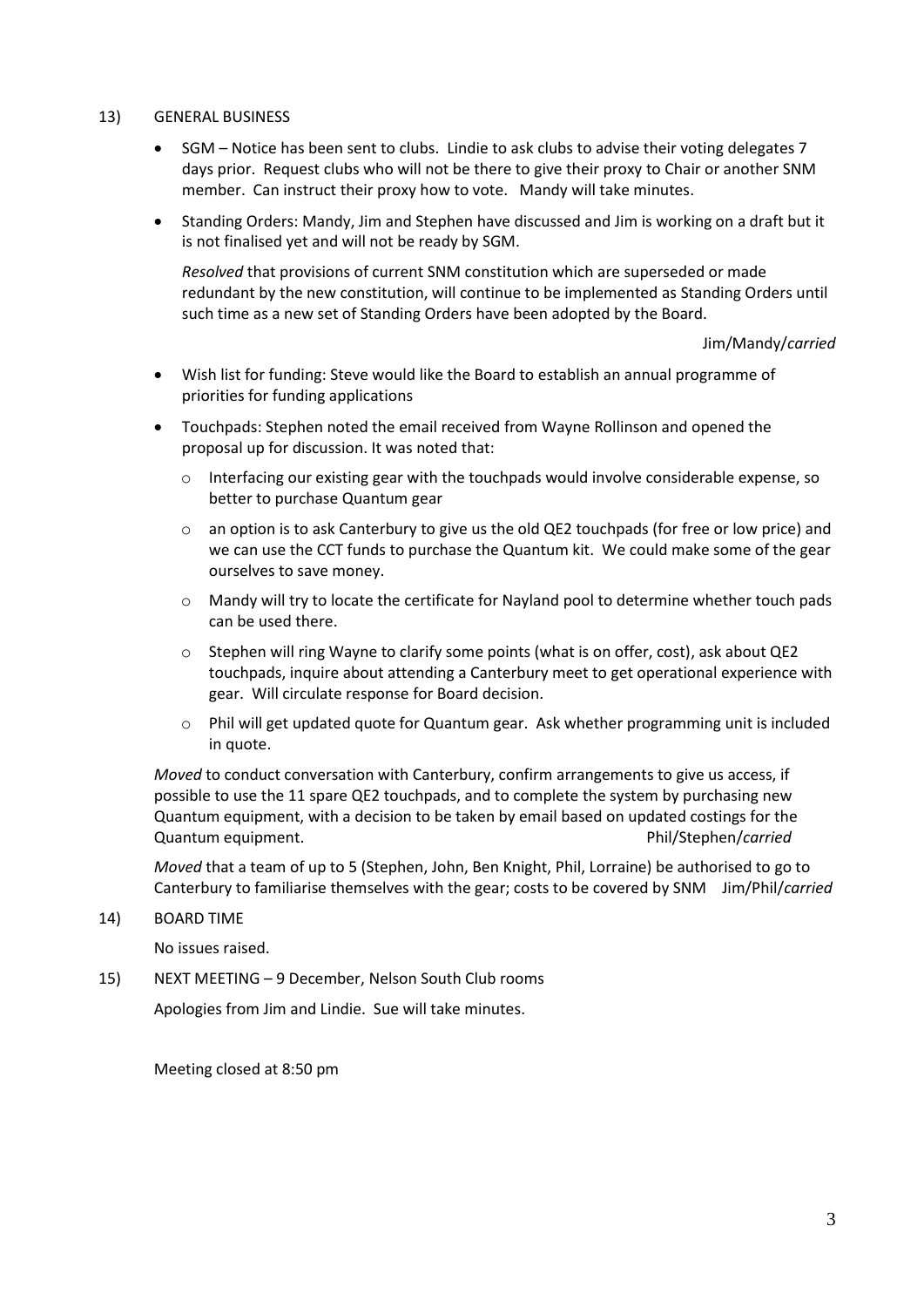13) GENERAL BUSINESS

- SGM – Notice has been sent to clubs. Lindie to ask clubs to advise their voting delegates 7 days prior. Request clubs who will not be there to give their proxy to Chair or another SNM member. Can instruct their proxy how to vote. Mandy will take minutes.
- Standing Orders: Mandy, Jim and Stephen have discussed and Jim is working on a draft but it is not finalised yet and will not be ready by SGM.

  *Resolved* that provisions of current SNM constitution which are superseded or made redundant by the new constitution, will continue to be implemented as Standing Orders until such time as a new set of Standing Orders have been adopted by the Board.

  Jim/Mandy/*carried*

- Wish list for funding: Steve would like the Board to establish an annual programme of priorities for funding applications
- Touchpads: Stephen noted the email received from Wayne Rollinson and opened the proposal up for discussion. It was noted that:
  - Interfacing our existing gear with the touchpads would involve considerable expense, so better to purchase Quantum gear
  - an option is to ask Canterbury to give us the old QE2 touchpads (for free or low price) and we can use the CCT funds to purchase the Quantum kit. We could make some of the gear ourselves to save money.
  - Mandy will try to locate the certificate for Nayland pool to determine whether touch pads can be used there.
  - Stephen will ring Wayne to clarify some points (what is on offer, cost), ask about QE2 touchpads, inquire about attending a Canterbury meet to get operational experience with gear. Will circulate response for Board decision.
  - Phil will get updated quote for Quantum gear. Ask whether programming unit is included in quote.

  *Moved* to conduct conversation with Canterbury, confirm arrangements to give us access, if possible to use the 11 spare QE2 touchpads, and to complete the system by purchasing new Quantum equipment, with a decision to be taken by email based on updated costings for the Quantum equipment. Phil/Stephen/*carried*

  *Moved* that a team of up to 5 (Stephen, John, Ben Knight, Phil, Lorraine) be authorised to go to Canterbury to familiarise themselves with the gear; costs to be covered by SNM Jim/Phil/*carried*

14) BOARD TIME

No issues raised.

15) NEXT MEETING – 9 December, Nelson South Club rooms

Apologies from Jim and Lindie. Sue will take minutes.

Meeting closed at 8:50 pm